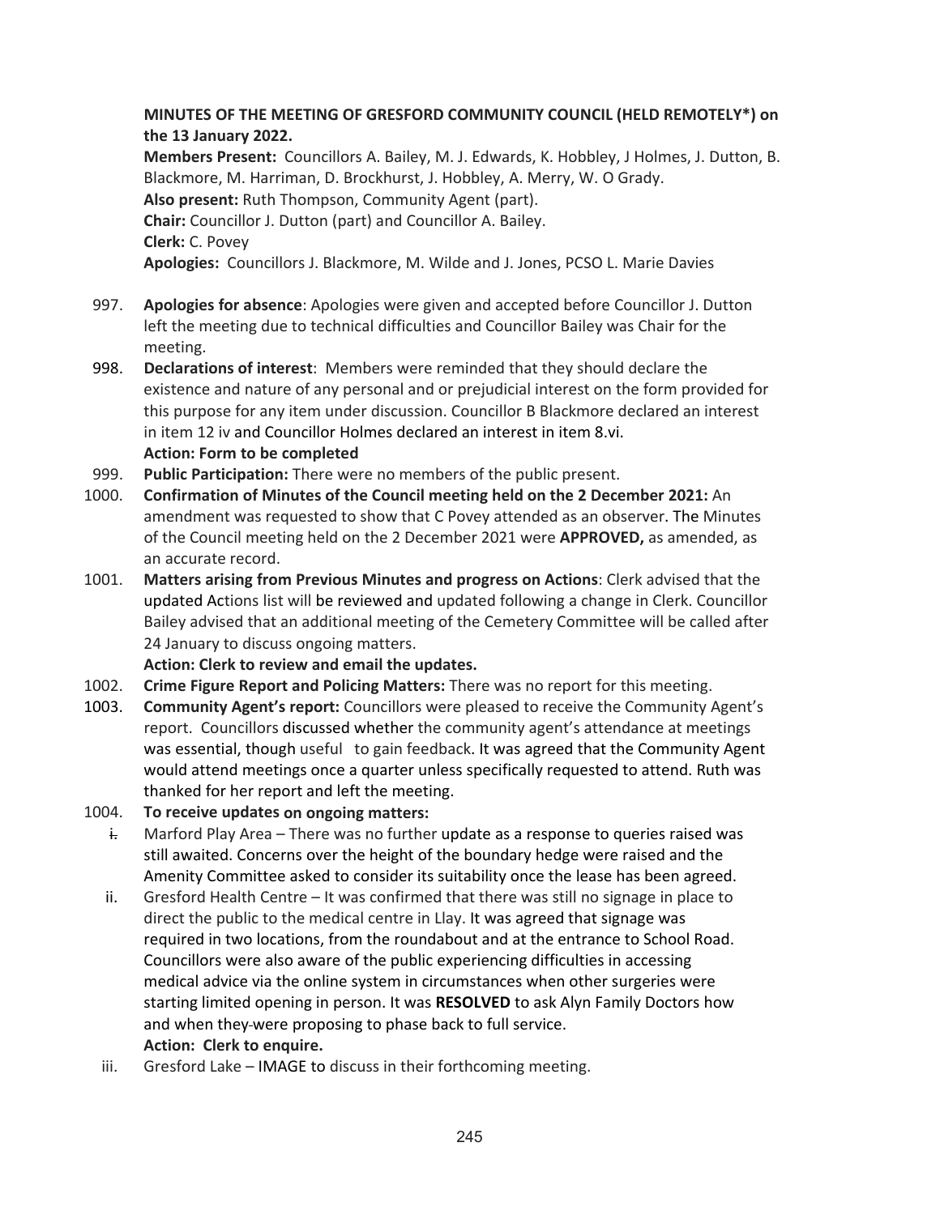**MINUTES OF THE MEETING OF GRESFORD COMMUNITY COUNCIL (HELD REMOTELY*) on the 13 January 2022.**

**Members Present:** Councillors A. Bailey, M. J. Edwards, K. Hobbley, J Holmes, J. Dutton, B. Blackmore, M. Harriman, D. Brockhurst, J. Hobbley, A. Merry, W. O Grady.

**Also present:** Ruth Thompson, Community Agent (part).

**Chair:** Councillor J. Dutton (part) and Councillor A. Bailey.

**Clerk:** C. Povey

**Apologies:** Councillors J. Blackmore, M. Wilde and J. Jones, PCSO L. Marie Davies

997. **Apologies for absence**: Apologies were given and accepted before Councillor J. Dutton left the meeting due to technical difficulties and Councillor Bailey was Chair for the meeting.

998. **Declarations of interest**: Members were reminded that they should declare the existence and nature of any personal and or prejudicial interest on the form provided for this purpose for any item under discussion. Councillor B Blackmore declared an interest in item 12 iv and Councillor Holmes declared an interest in item 8.vi.
**Action: Form to be completed**

999. **Public Participation:** There were no members of the public present.

1000. **Confirmation of Minutes of the Council meeting held on the 2 December 2021:** An amendment was requested to show that C Povey attended as an observer. The Minutes of the Council meeting held on the 2 December 2021 were **APPROVED,** as amended, as an accurate record.

1001. **Matters arising from Previous Minutes and progress on Actions**: Clerk advised that the updated Actions list will be reviewed and updated following a change in Clerk. Councillor Bailey advised that an additional meeting of the Cemetery Committee will be called after 24 January to discuss ongoing matters.
**Action: Clerk to review and email the updates.**

1002. **Crime Figure Report and Policing Matters:** There was no report for this meeting.

1003. **Community Agent's report:** Councillors were pleased to receive the Community Agent's report. Councillors discussed whether the community agent's attendance at meetings was essential, though useful to gain feedback. It was agreed that the Community Agent would attend meetings once a quarter unless specifically requested to attend. Ruth was thanked for her report and left the meeting.

1004. **To receive updates on ongoing matters:**
    i. Marford Play Area – There was no further update as a response to queries raised was still awaited. Concerns over the height of the boundary hedge were raised and the Amenity Committee asked to consider its suitability once the lease has been agreed.
    ii. Gresford Health Centre – It was confirmed that there was still no signage in place to direct the public to the medical centre in Llay. It was agreed that signage was required in two locations, from the roundabout and at the entrance to School Road. Councillors were also aware of the public experiencing difficulties in accessing medical advice via the online system in circumstances when other surgeries were starting limited opening in person. It was **RESOLVED** to ask Alyn Family Doctors how and when they were proposing to phase back to full service.
    **Action: Clerk to enquire.**
    iii. Gresford Lake – IMAGE to discuss in their forthcoming meeting.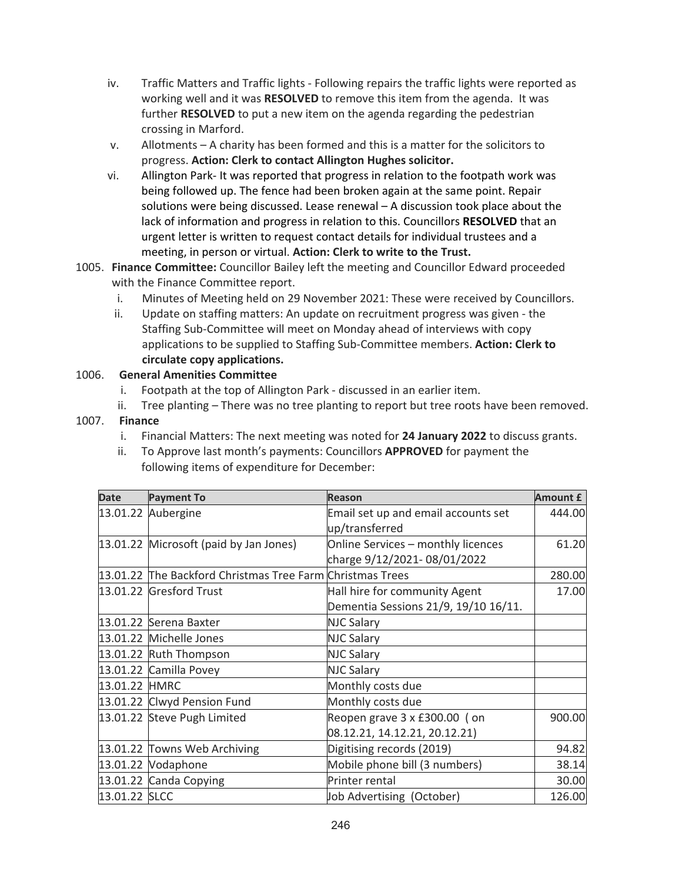iv. Traffic Matters and Traffic lights - Following repairs the traffic lights were reported as working well and it was **RESOLVED** to remove this item from the agenda. It was further **RESOLVED** to put a new item on the agenda regarding the pedestrian crossing in Marford.

v. Allotments – A charity has been formed and this is a matter for the solicitors to progress. **Action: Clerk to contact Allington Hughes solicitor.**

vi. Allington Park- It was reported that progress in relation to the footpath work was being followed up. The fence had been broken again at the same point. Repair solutions were being discussed. Lease renewal – A discussion took place about the lack of information and progress in relation to this. Councillors **RESOLVED** that an urgent letter is written to request contact details for individual trustees and a meeting, in person or virtual. **Action: Clerk to write to the Trust.**

1005. **Finance Committee:** Councillor Bailey left the meeting and Councillor Edward proceeded with the Finance Committee report.

i. Minutes of Meeting held on 29 November 2021: These were received by Councillors.

ii. Update on staffing matters: An update on recruitment progress was given - the Staffing Sub-Committee will meet on Monday ahead of interviews with copy applications to be supplied to Staffing Sub-Committee members. **Action: Clerk to circulate copy applications.**

1006. **General Amenities Committee**

i. Footpath at the top of Allington Park - discussed in an earlier item.

ii. Tree planting – There was no tree planting to report but tree roots have been removed.

1007. **Finance**

i. Financial Matters: The next meeting was noted for **24 January 2022** to discuss grants.

ii. To Approve last month's payments: Councillors **APPROVED** for payment the following items of expenditure for December:

| Date | Payment To | Reason | Amount £ |
|---|---|---|---|
| 13.01.22 | Aubergine | Email set up and email accounts set up/transferred | 444.00 |
| 13.01.22 | Microsoft (paid by Jan Jones) | Online Services – monthly licences charge 9/12/2021- 08/01/2022 | 61.20 |
| 13.01.22 | The Backford Christmas Tree Farm | Christmas Trees | 280.00 |
| 13.01.22 | Gresford Trust | Hall hire for community Agent Dementia Sessions 21/9, 19/10 16/11. | 17.00 |
| 13.01.22 | Serena Baxter | NJC Salary | |
| 13.01.22 | Michelle Jones | NJC Salary | |
| 13.01.22 | Ruth Thompson | NJC Salary | |
| 13.01.22 | Camilla Povey | NJC Salary | |
| 13.01.22 | HMRC | Monthly costs due | |
| 13.01.22 | Clwyd Pension Fund | Monthly costs due | |
| 13.01.22 | Steve Pugh Limited | Reopen grave 3 x £300.00 ( on 08.12.21, 14.12.21, 20.12.21) | 900.00 |
| 13.01.22 | Towns Web Archiving | Digitising records (2019) | 94.82 |
| 13.01.22 | Vodaphone | Mobile phone bill (3 numbers) | 38.14 |
| 13.01.22 | Canda Copying | Printer rental | 30.00 |
| 13.01.22 | SLCC | Job Advertising (October) | 126.00 |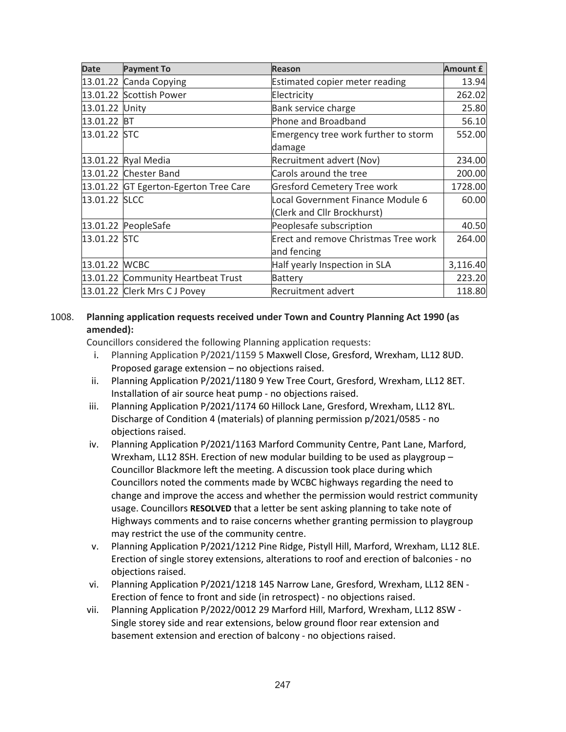| Date | Payment To | Reason | Amount £ |
|---|---|---|---|
| 13.01.22 | Canda Copying | Estimated copier meter reading | 13.94 |
| 13.01.22 | Scottish Power | Electricity | 262.02 |
| 13.01.22 | Unity | Bank service charge | 25.80 |
| 13.01.22 | BT | Phone and Broadband | 56.10 |
| 13.01.22 | STC | Emergency tree work further to storm damage | 552.00 |
| 13.01.22 | Ryal Media | Recruitment advert (Nov) | 234.00 |
| 13.01.22 | Chester Band | Carols around the tree | 200.00 |
| 13.01.22 | GT Egerton-Egerton Tree Care | Gresford Cemetery Tree work | 1728.00 |
| 13.01.22 | SLCC | Local Government Finance Module 6 (Clerk and Cllr Brockhurst) | 60.00 |
| 13.01.22 | PeopleSafe | Peoplesafe subscription | 40.50 |
| 13.01.22 | STC | Erect and remove Christmas Tree work and fencing | 264.00 |
| 13.01.22 | WCBC | Half yearly Inspection in SLA | 3,116.40 |
| 13.01.22 | Community Heartbeat Trust | Battery | 223.20 |
| 13.01.22 | Clerk Mrs C J Povey | Recruitment advert | 118.80 |

1008. **Planning application requests received under Town and Country Planning Act 1990 (as amended):**

Councillors considered the following Planning application requests:

i. Planning Application P/2021/1159 5 Maxwell Close, Gresford, Wrexham, LL12 8UD. Proposed garage extension – no objections raised.

ii. Planning Application P/2021/1180 9 Yew Tree Court, Gresford, Wrexham, LL12 8ET. Installation of air source heat pump - no objections raised.

iii. Planning Application P/2021/1174 60 Hillock Lane, Gresford, Wrexham, LL12 8YL. Discharge of Condition 4 (materials) of planning permission p/2021/0585 - no objections raised.

iv. Planning Application P/2021/1163 Marford Community Centre, Pant Lane, Marford, Wrexham, LL12 8SH. Erection of new modular building to be used as playgroup – Councillor Blackmore left the meeting. A discussion took place during which Councillors noted the comments made by WCBC highways regarding the need to change and improve the access and whether the permission would restrict community usage. Councillors **RESOLVED** that a letter be sent asking planning to take note of Highways comments and to raise concerns whether granting permission to playgroup may restrict the use of the community centre.

v. Planning Application P/2021/1212 Pine Ridge, Pistyll Hill, Marford, Wrexham, LL12 8LE. Erection of single storey extensions, alterations to roof and erection of balconies - no objections raised.

vi. Planning Application P/2021/1218 145 Narrow Lane, Gresford, Wrexham, LL12 8EN - Erection of fence to front and side (in retrospect) - no objections raised.

vii. Planning Application P/2022/0012 29 Marford Hill, Marford, Wrexham, LL12 8SW - Single storey side and rear extensions, below ground floor rear extension and basement extension and erection of balcony - no objections raised.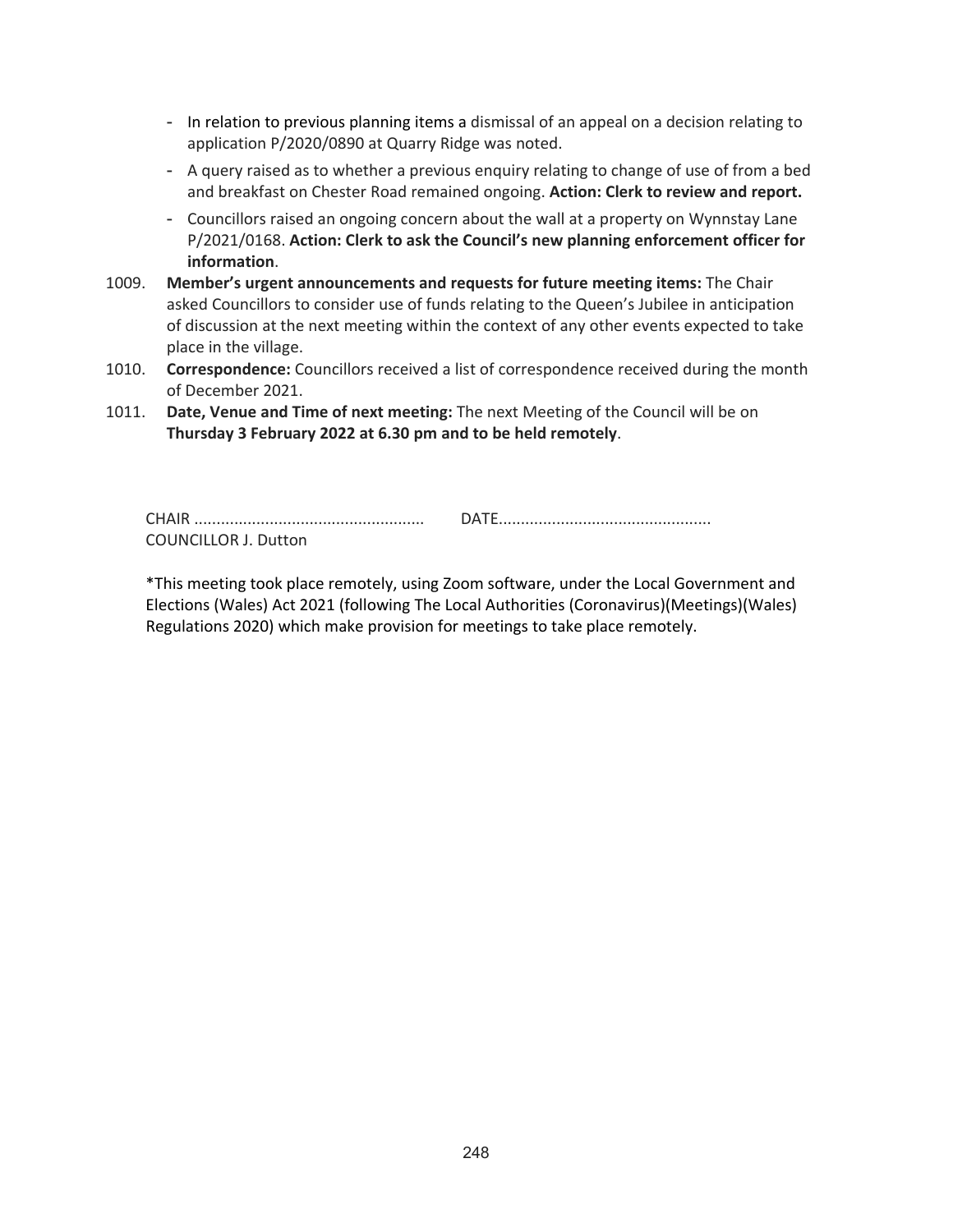- In relation to previous planning items a dismissal of an appeal on a decision relating to application P/2020/0890 at Quarry Ridge was noted.
- A query raised as to whether a previous enquiry relating to change of use of from a bed and breakfast on Chester Road remained ongoing. **Action: Clerk to review and report.**
- Councillors raised an ongoing concern about the wall at a property on Wynnstay Lane P/2021/0168. **Action: Clerk to ask the Council's new planning enforcement officer for information**.

1009. **Member's urgent announcements and requests for future meeting items:** The Chair asked Councillors to consider use of funds relating to the Queen's Jubilee in anticipation of discussion at the next meeting within the context of any other events expected to take place in the village.

1010. **Correspondence:** Councillors received a list of correspondence received during the month of December 2021.

1011. **Date, Venue and Time of next meeting:** The next Meeting of the Council will be on **Thursday 3 February 2022 at 6.30 pm and to be held remotely**.

CHAIR .................................................... DATE................................................
COUNCILLOR J. Dutton

*This meeting took place remotely, using Zoom software, under the Local Government and Elections (Wales) Act 2021 (following The Local Authorities (Coronavirus)(Meetings)(Wales) Regulations 2020) which make provision for meetings to take place remotely.